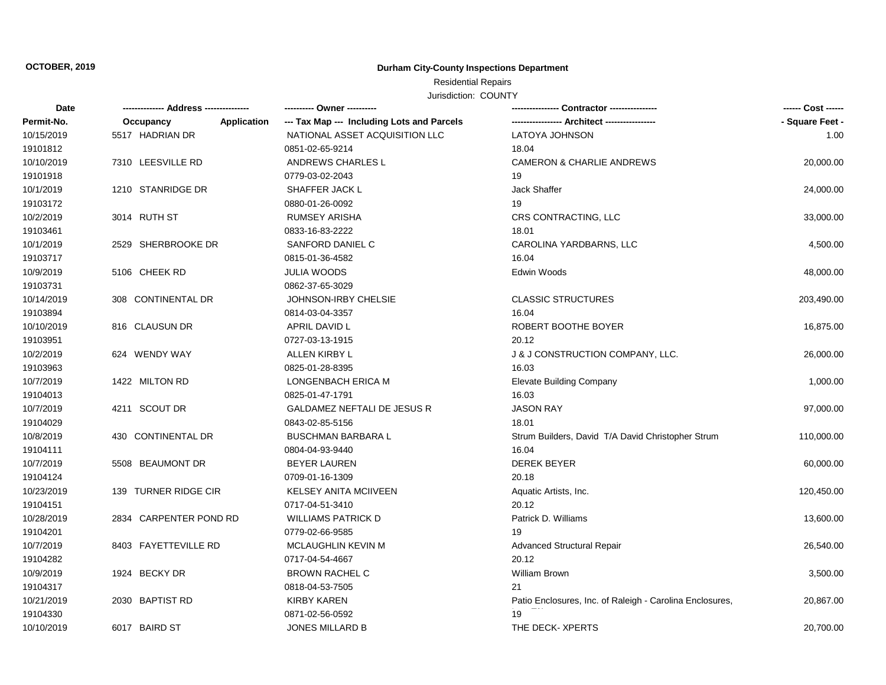**OCTOBER, 2019**

**Durham City-County Inspections Department**

Residential Repairs

Jurisdiction: COUNTY

| Date / Permit-No. | Address / Occupancy / Application | Owner / Tax Map --- Including Lots and Parcels | Contractor / Architect | Cost / Square Feet |
|---|---|---|---|---|
| 10/15/2019<br>19101812 | 5517 HADRIAN DR | NATIONAL ASSET ACQUISITION LLC<br>0851-02-65-9214 | LATOYA JOHNSON<br>18.04 | 1.00 |
| 10/10/2019<br>19101918 | 7310 LEESVILLE RD | ANDREWS CHARLES L<br>0779-03-02-2043 | CAMERON & CHARLIE ANDREWS<br>19 | 20,000.00 |
| 10/1/2019<br>19103172 | 1210 STANRIDGE DR | SHAFFER JACK L<br>0880-01-26-0092 | Jack Shaffer<br>19 | 24,000.00 |
| 10/2/2019<br>19103461 | 3014 RUTH ST | RUMSEY ARISHA<br>0833-16-83-2222 | CRS CONTRACTING, LLC<br>18.01 | 33,000.00 |
| 10/1/2019<br>19103717 | 2529 SHERBROOKE DR | SANFORD DANIEL C<br>0815-01-36-4582 | CAROLINA YARDBARNS, LLC<br>16.04 | 4,500.00 |
| 10/9/2019<br>19103731 | 5106 CHEEK RD | JULIA WOODS<br>0862-37-65-3029 | Edwin Woods | 48,000.00 |
| 10/14/2019<br>19103894 | 308 CONTINENTAL DR | JOHNSON-IRBY CHELSIE<br>0814-03-04-3357 | CLASSIC STRUCTURES<br>16.04 | 203,490.00 |
| 10/10/2019<br>19103951 | 816 CLAUSUN DR | APRIL DAVID L<br>0727-03-13-1915 | ROBERT BOOTHE BOYER<br>20.12 | 16,875.00 |
| 10/2/2019<br>19103963 | 624 WENDY WAY | ALLEN KIRBY L<br>0825-01-28-8395 | J & J CONSTRUCTION COMPANY, LLC.<br>16.03 | 26,000.00 |
| 10/7/2019<br>19104013 | 1422 MILTON RD | LONGENBACH ERICA M<br>0825-01-47-1791 | Elevate Building Company<br>16.03 | 1,000.00 |
| 10/7/2019<br>19104029 | 4211 SCOUT DR | GALDAMEZ NEFTALI DE JESUS R<br>0843-02-85-5156 | JASON RAY<br>18.01 | 97,000.00 |
| 10/8/2019<br>19104111 | 430 CONTINENTAL DR | BUSCHMAN BARBARA L<br>0804-04-93-9440 | Strum Builders, David T/A David Christopher Strum<br>16.04 | 110,000.00 |
| 10/7/2019<br>19104124 | 5508 BEAUMONT DR | BEYER LAUREN<br>0709-01-16-1309 | DEREK BEYER<br>20.18 | 60,000.00 |
| 10/23/2019<br>19104151 | 139 TURNER RIDGE CIR | KELSEY ANITA MCIIVEEN<br>0717-04-51-3410 | Aquatic Artists, Inc.<br>20.12 | 120,450.00 |
| 10/28/2019<br>19104201 | 2834 CARPENTER POND RD | WILLIAMS PATRICK D<br>0779-02-66-9585 | Patrick D. Williams<br>19 | 13,600.00 |
| 10/7/2019<br>19104282 | 8403 FAYETTEVILLE RD | MCLAUGHLIN KEVIN M<br>0717-04-54-4667 | Advanced Structural Repair<br>20.12 | 26,540.00 |
| 10/9/2019<br>19104317 | 1924 BECKY DR | BROWN RACHEL C<br>0818-04-53-7505 | William Brown<br>21 | 3,500.00 |
| 10/21/2019<br>19104330 | 2030 BAPTIST RD | KIRBY KAREN<br>0871-02-56-0592 | Patio Enclosures, Inc. of Raleigh - Carolina Enclosures,<br>19 | 20,867.00 |
| 10/10/2019 | 6017 BAIRD ST | JONES MILLARD B | THE DECK- XPERTS | 20,700.00 |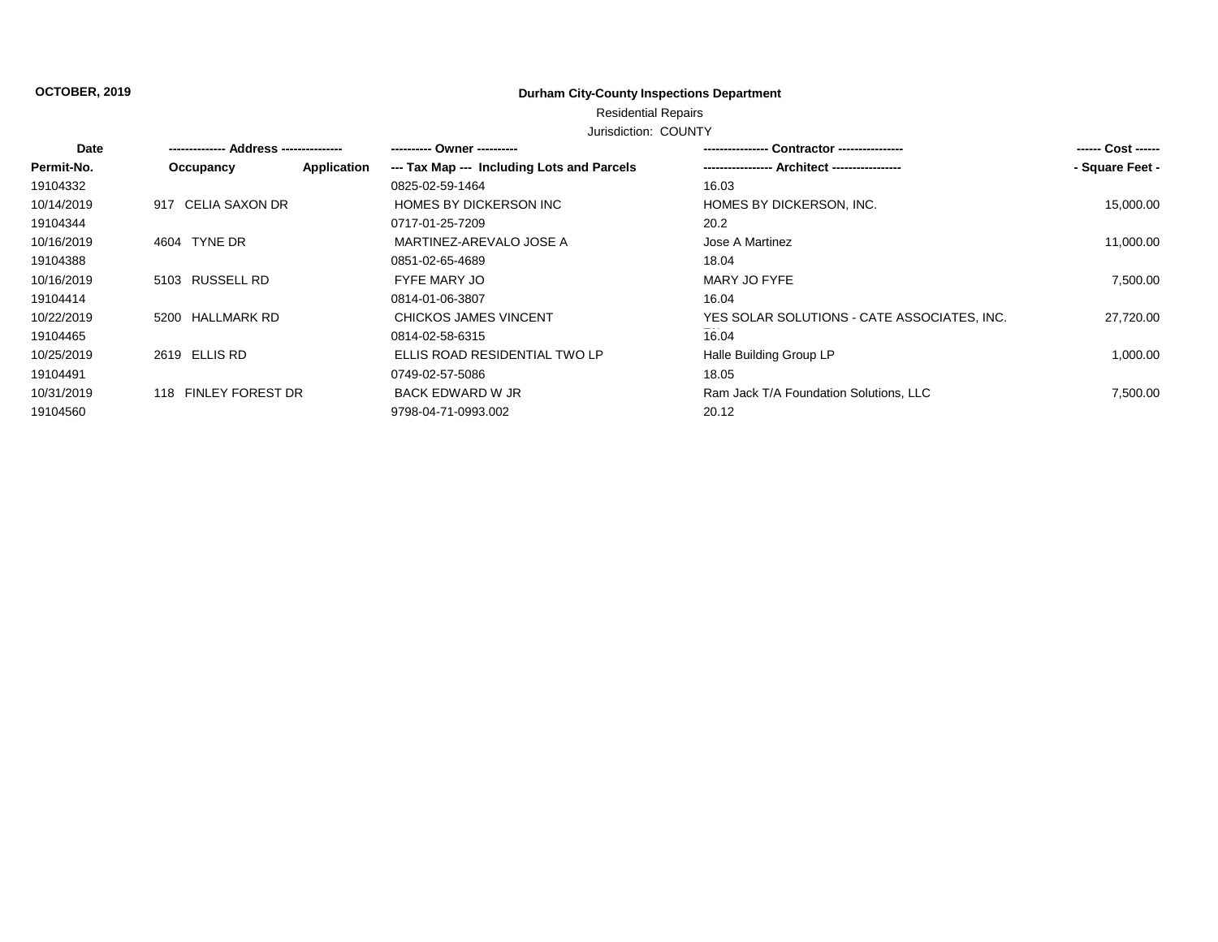**OCTOBER, 2019**

**Durham City-County Inspections Department**

Residential Repairs

Jurisdiction: COUNTY

| Date<br>Permit-No. | -------------- Address --------------<br>Occupancy | Application | ---------- Owner ----------<br>--- Tax Map --- Including Lots and Parcels | ---------------- Contractor ----------------<br>----------------- Architect ----------------- | ------ Cost ------<br>- Square Feet - |
|---|---|---|---|---|---|
| 19104332 | | | 0825-02-59-1464 | 16.03 | |
| 10/14/2019 | 917 CELIA SAXON DR | | HOMES BY DICKERSON INC | HOMES BY DICKERSON, INC. | 15,000.00 |
| 19104344 | | | 0717-01-25-7209 | 20.2 | |
| 10/16/2019 | 4604 TYNE DR | | MARTINEZ-AREVALO JOSE A | Jose A Martinez | 11,000.00 |
| 19104388 | | | 0851-02-65-4689 | 18.04 | |
| 10/16/2019 | 5103 RUSSELL RD | | FYFE MARY JO | MARY JO FYFE | 7,500.00 |
| 19104414 | | | 0814-01-06-3807 | 16.04 | |
| 10/22/2019 | 5200 HALLMARK RD | | CHICKOS JAMES VINCENT | YES SOLAR SOLUTIONS - CATE ASSOCIATES, INC. | 27,720.00 |
| 19104465 | | | 0814-02-58-6315 | 16.04 | |
| 10/25/2019 | 2619 ELLIS RD | | ELLIS ROAD RESIDENTIAL TWO LP | Halle Building Group LP | 1,000.00 |
| 19104491 | | | 0749-02-57-5086 | 18.05 | |
| 10/31/2019 | 118 FINLEY FOREST DR | | BACK EDWARD W JR | Ram Jack T/A Foundation Solutions, LLC | 7,500.00 |
| 19104560 | | | 9798-04-71-0993.002 | 20.12 | |